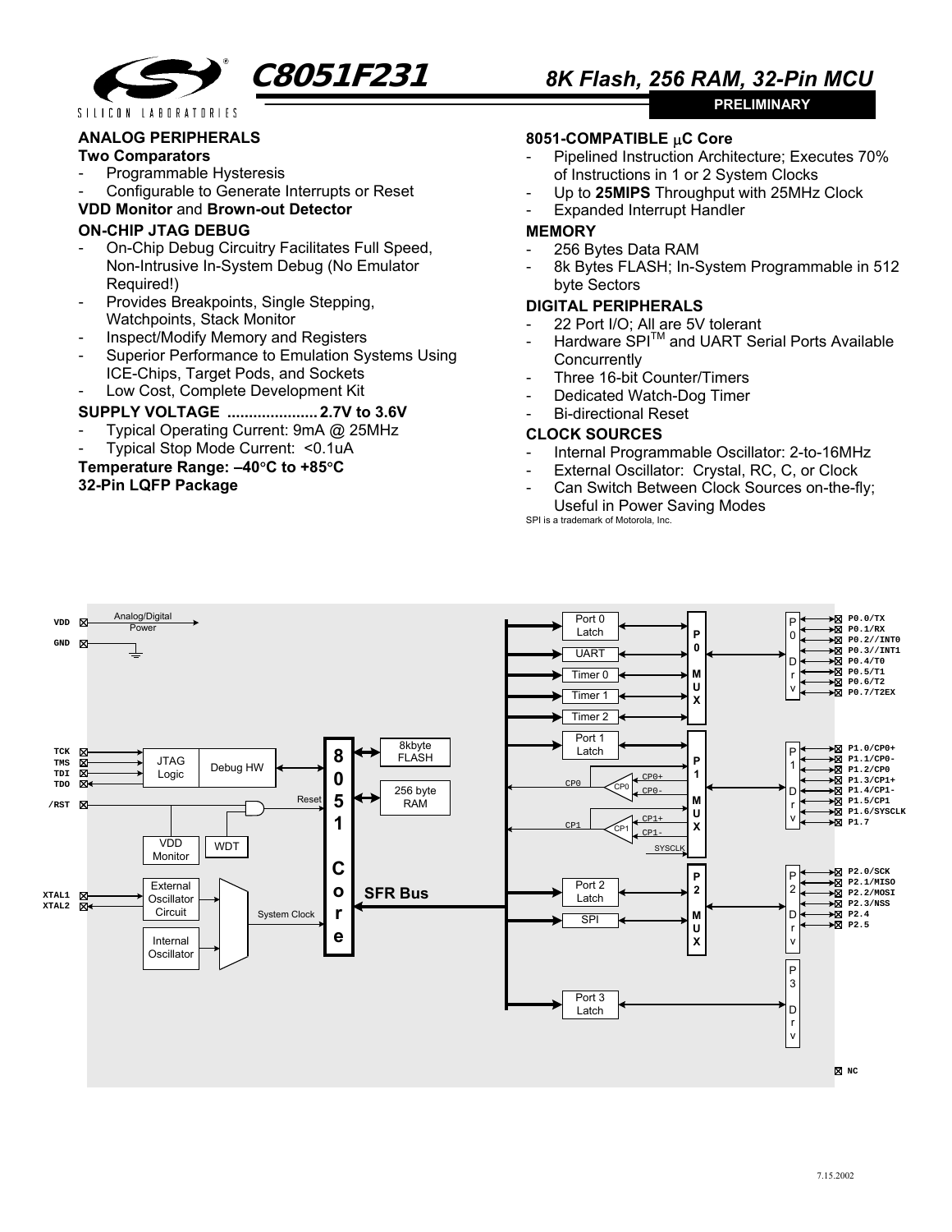# C8051F231

## 8K Flash, 256 RAM, 32-Pin MCU

**PRELIMINARY**

### ANALOG PERIPHERALS

**Two Comparators**

- Programmable Hysteresis
- Configurable to Generate Interrupts or Reset

**VDD Monitor** and **Brown-out Detector**

### ON-CHIP JTAG DEBUG

- On-Chip Debug Circuitry Facilitates Full Speed, Non-Intrusive In-System Debug (No Emulator Required!)
- Provides Breakpoints, Single Stepping, Watchpoints, Stack Monitor
- Inspect/Modify Memory and Registers
- Superior Performance to Emulation Systems Using ICE-Chips, Target Pods, and Sockets
- Low Cost, Complete Development Kit

### SUPPLY VOLTAGE ..................... 2.7V to 3.6V

- Typical Operating Current: 9mA @ 25MHz
- Typical Stop Mode Current: <0.1uA

**Temperature Range: –40°C to +85°C**

**32-Pin LQFP Package**

### 8051-COMPATIBLE μC Core

- Pipelined Instruction Architecture; Executes 70% of Instructions in 1 or 2 System Clocks
- Up to **25MIPS** Throughput with 25MHz Clock
- Expanded Interrupt Handler

### MEMORY

- 256 Bytes Data RAM
- 8k Bytes FLASH; In-System Programmable in 512 byte Sectors

### DIGITAL PERIPHERALS

- 22 Port I/O; All are 5V tolerant
- Hardware SPI™ and UART Serial Ports Available Concurrently
- Three 16-bit Counter/Timers
- Dedicated Watch-Dog Timer
- Bi-directional Reset

### CLOCK SOURCES

- Internal Programmable Oscillator: 2-to-16MHz
- External Oscillator: Crystal, RC, C, or Clock
- Can Switch Between Clock Sources on-the-fly; Useful in Power Saving Modes

SPI is a trademark of Motorola, Inc.

VDD, GND — Analog/Digital Power

TCK, TMS, TDI, TDO — JTAG Logic — Debug HW

/RST — Reset — VDD Monitor, WDT

XTAL1, XTAL2 — External Oscillator Circuit, Internal Oscillator — System Clock

8051 Core — 8kbyte FLASH, 256 byte RAM — SFR Bus

Port 0 Latch, UART, Timer 0, Timer 1, Timer 2 — P0 MUX — P0 Drv — P0.0/TX, P0.1/RX, P0.2//INT0, P0.3//INT1, P0.4/T0, P0.5/T1, P0.6/T2, P0.7/T2EX

Port 1 Latch, CP0 (CP0+, CP0-), CP1 (CP1+, CP1-), SYSCLK — P1 MUX — P1 Drv — P1.0/CP0+, P1.1/CP0-, P1.2/CP0, P1.3/CP1+, P1.4/CP1-, P1.5/CP1, P1.6/SYSCLK, P1.7

Port 2 Latch, SPI — P2 MUX — P2 Drv — P2.0/SCK, P2.1/MISO, P2.2/MOSI, P2.3/NSS, P2.4, P2.5

Port 3 Latch — P3 Drv

NC

7.15.2002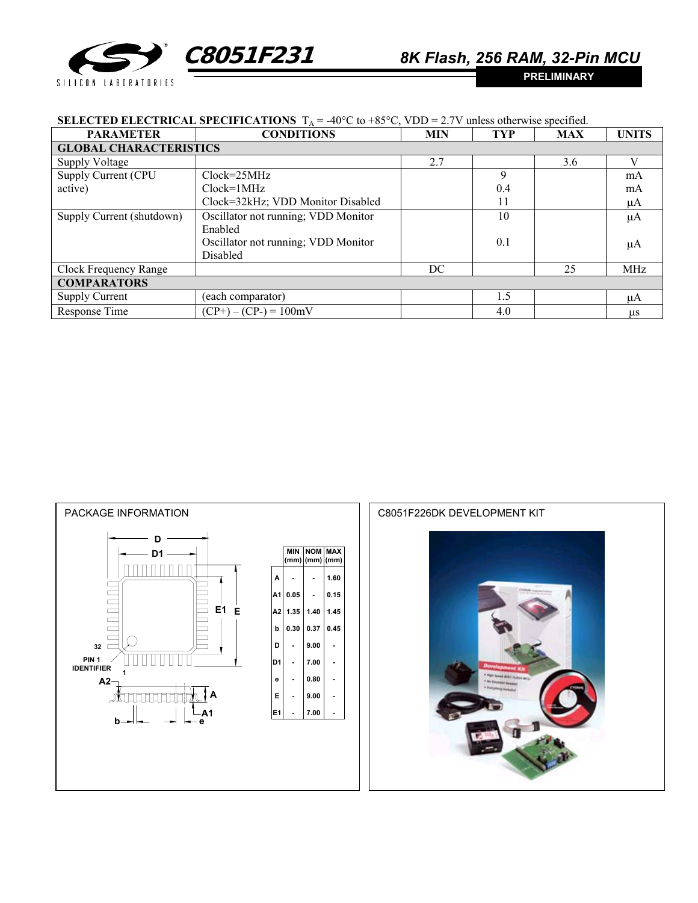## SELECTED ELECTRICAL SPECIFICATIONS $T_A$ = -40°C to +85°C, VDD = 2.7V unless otherwise specified.

| PARAMETER | CONDITIONS | MIN | TYP | MAX | UNITS |
|---|---|---|---|---|---|
| **GLOBAL CHARACTERISTICS** | | | | | |
| Supply Voltage | | 2.7 | | 3.6 | V |
| Supply Current (CPU active) | Clock=25MHz<br>Clock=1MHz<br>Clock=32kHz; VDD Monitor Disabled | | 9<br>0.4<br>11 | | mA<br>mA<br>µA |
| Supply Current (shutdown) | Oscillator not running; VDD Monitor Enabled<br>Oscillator not running; VDD Monitor Disabled | | 10<br>0.1 | | µA<br>µA |
| Clock Frequency Range | | DC | | 25 | MHz |
| **COMPARATORS** | | | | | |
| Supply Current | (each comparator) | | 1.5 | | µA |
| Response Time | (CP+) – (CP-) = 100mV | | 4.0 | | µs |

## PACKAGE INFORMATION

D
D1
E1 E
32
PIN 1 IDENTIFIER
1
A2
A
A1
b
e

| | MIN (mm) | NOM (mm) | MAX (mm) |
|---|---|---|---|
| A | - | - | 1.60 |
| A1 | 0.05 | - | 0.15 |
| A2 | 1.35 | 1.40 | 1.45 |
| b | 0.30 | 0.37 | 0.45 |
| D | - | 9.00 | - |
| D1 | - | 7.00 | - |
| e | - | 0.80 | - |
| E | - | 9.00 | - |
| E1 | - | 7.00 | - |

## C8051F226DK DEVELOPMENT KIT